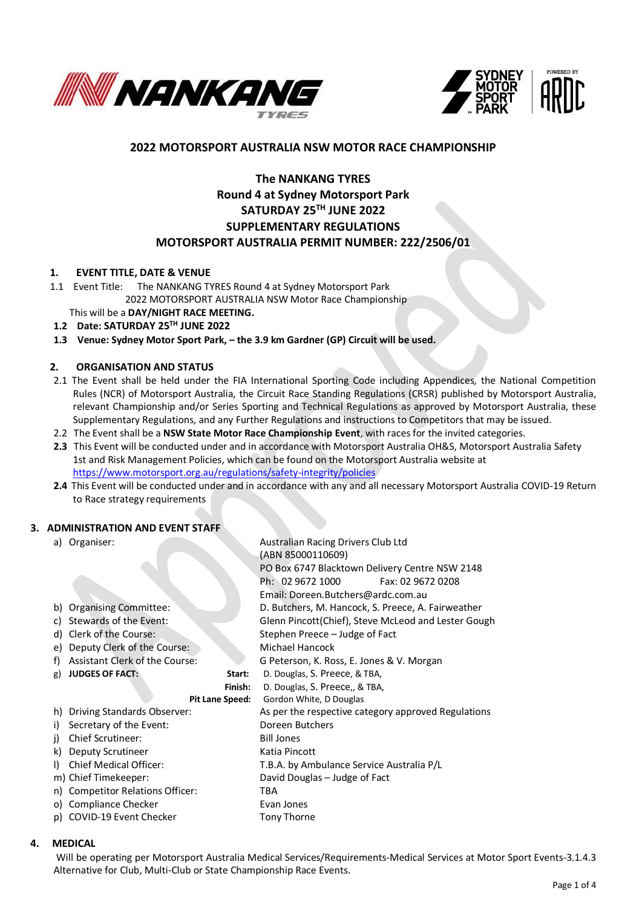## 2022 MOTORSPORT AUSTRALIA NSW MOTOR RACE CHAMPIONSHIP

## The NANKANG TYRES Round 4 at Sydney Motorsport Park SATURDAY 25TH JUNE 2022 SUPPLEMENTARY REGULATIONS MOTORSPORT AUSTRALIA PERMIT NUMBER: 222/2506/01

### 1. EVENT TITLE, DATE & VENUE

1.1 Event Title: The NANKANG TYRES Round 4 at Sydney Motorsport Park
2022 MOTORSPORT AUSTRALIA NSW Motor Race Championship
This will be a **DAY/NIGHT RACE MEETING.**

**1.2 Date: SATURDAY 25TH JUNE 2022**

**1.3 Venue: Sydney Motor Sport Park, – the 3.9 km Gardner (GP) Circuit will be used.**

### 2. ORGANISATION AND STATUS

2.1 The Event shall be held under the FIA International Sporting Code including Appendices, the National Competition Rules (NCR) of Motorsport Australia, the Circuit Race Standing Regulations (CRSR) published by Motorsport Australia, relevant Championship and/or Series Sporting and Technical Regulations as approved by Motorsport Australia, these Supplementary Regulations, and any Further Regulations and instructions to Competitors that may be issued.

2.2 The Event shall be a **NSW State Motor Race Championship Event**, with races for the invited categories.

**2.3** This Event will be conducted under and in accordance with Motorsport Australia OH&S, Motorsport Australia Safety 1st and Risk Management Policies, which can be found on the Motorsport Australia website at https://www.motorsport.org.au/regulations/safety-integrity/policies

**2.4** This Event will be conducted under and in accordance with any and all necessary Motorsport Australia COVID-19 Return to Race strategy requirements

### 3. ADMINISTRATION AND EVENT STAFF

a) Organiser: Australian Racing Drivers Club Ltd
(ABN 85000110609)
PO Box 6747 Blacktown Delivery Centre NSW 2148
Ph: 02 9672 1000 Fax: 02 9672 0208
Email: Doreen.Butchers@ardc.com.au

b) Organising Committee: D. Butchers, M. Hancock, S. Preece, A. Fairweather

c) Stewards of the Event: Glenn Pincott(Chief), Steve McLeod and Lester Gough

d) Clerk of the Course: Stephen Preece – Judge of Fact

e) Deputy Clerk of the Course: Michael Hancock

f) Assistant Clerk of the Course: G Peterson, K. Ross, E. Jones & V. Morgan

g) **JUDGES OF FACT:**
- **Start:** D. Douglas, S. Preece, & TBA,
- **Finish:** D. Douglas, S. Preece,, & TBA,
- **Pit Lane Speed:** Gordon White, D Douglas

h) Driving Standards Observer: As per the respective category approved Regulations

i) Secretary of the Event: Doreen Butchers

j) Chief Scrutineer: Bill Jones

k) Deputy Scrutineer: Katia Pincott

l) Chief Medical Officer: T.B.A. by Ambulance Service Australia P/L

m) Chief Timekeeper: David Douglas – Judge of Fact

n) Competitor Relations Officer: TBA

o) Compliance Checker: Evan Jones

p) COVID-19 Event Checker: Tony Thorne

### 4. MEDICAL

Will be operating per Motorsport Australia Medical Services/Requirements-Medical Services at Motor Sport Events-3.1.4.3 Alternative for Club, Multi-Club or State Championship Race Events.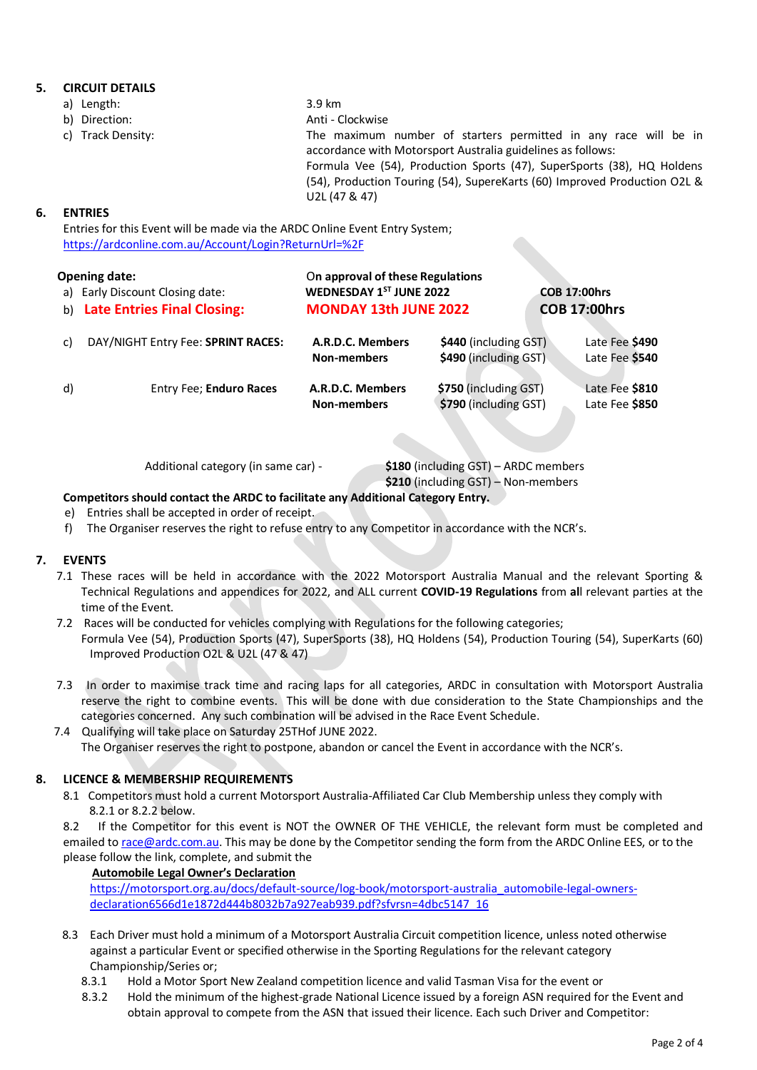## 5. CIRCUIT DETAILS

a) Length: 3.9 km

b) Direction: Anti - Clockwise

c) Track Density: The maximum number of starters permitted in any race will be in accordance with Motorsport Australia guidelines as follows: Formula Vee (54), Production Sports (47), SuperSports (38), HQ Holdens (54), Production Touring (54), SupereKarts (60) Improved Production O2L & U2L (47 & 47)

## 6. ENTRIES

Entries for this Event will be made via the ARDC Online Event Entry System; https://ardconline.com.au/Account/Login?ReturnUrl=%2F

| | | | |
|---|---|---|---|
| **Opening date:** | **On approval of these Regulations** | | |
| a) Early Discount Closing date: | **WEDNESDAY 1ST JUNE 2022** | | **COB 17:00hrs** |
| b) **Late Entries Final Closing:** | **MONDAY 13th JUNE 2022** | | **COB 17:00hrs** |

| | | | |
|---|---|---|---|
| c) DAY/NIGHT Entry Fee: **SPRINT RACES:** | **A.R.D.C. Members** | **$440** (including GST) | Late Fee **$490** |
| | **Non-members** | **$490** (including GST) | Late Fee **$540** |
| d) Entry Fee; **Enduro Races** | **A.R.D.C. Members** | **$750** (including GST) | Late Fee **$810** |
| | **Non-members** | **$790** (including GST) | Late Fee **$850** |

Additional category (in same car) - **$180** (including GST) – ARDC members
**$210** (including GST) – Non-members

**Competitors should contact the ARDC to facilitate any Additional Category Entry.**

e) Entries shall be accepted in order of receipt.

f) The Organiser reserves the right to refuse entry to any Competitor in accordance with the NCR's.

## 7. EVENTS

7.1 These races will be held in accordance with the 2022 Motorsport Australia Manual and the relevant Sporting & Technical Regulations and appendices for 2022, and ALL current **COVID-19 Regulations** from **al**l relevant parties at the time of the Event.

7.2 Races will be conducted for vehicles complying with Regulations for the following categories; Formula Vee (54), Production Sports (47), SuperSports (38), HQ Holdens (54), Production Touring (54), SuperKarts (60) Improved Production O2L & U2L (47 & 47)

7.3 In order to maximise track time and racing laps for all categories, ARDC in consultation with Motorsport Australia reserve the right to combine events. This will be done with due consideration to the State Championships and the categories concerned. Any such combination will be advised in the Race Event Schedule.

7.4 Qualifying will take place on Saturday 25THof JUNE 2022.
The Organiser reserves the right to postpone, abandon or cancel the Event in accordance with the NCR's.

## 8. LICENCE & MEMBERSHIP REQUIREMENTS

8.1 Competitors must hold a current Motorsport Australia-Affiliated Car Club Membership unless they comply with 8.2.1 or 8.2.2 below.

8.2 If the Competitor for this event is NOT the OWNER OF THE VEHICLE, the relevant form must be completed and emailed to race@ardc.com.au. This may be done by the Competitor sending the form from the ARDC Online EES, or to the please follow the link, complete, and submit the

**Automobile Legal Owner's Declaration**
https://motorsport.org.au/docs/default-source/log-book/motorsport-australia_automobile-legal-owners-declaration6566d1e1872d444b8032b7a927eab939.pdf?sfvrsn=4dbc5147_16

8.3 Each Driver must hold a minimum of a Motorsport Australia Circuit competition licence, unless noted otherwise against a particular Event or specified otherwise in the Sporting Regulations for the relevant category Championship/Series or;

8.3.1 Hold a Motor Sport New Zealand competition licence and valid Tasman Visa for the event or

8.3.2 Hold the minimum of the highest-grade National Licence issued by a foreign ASN required for the Event and obtain approval to compete from the ASN that issued their licence. Each such Driver and Competitor: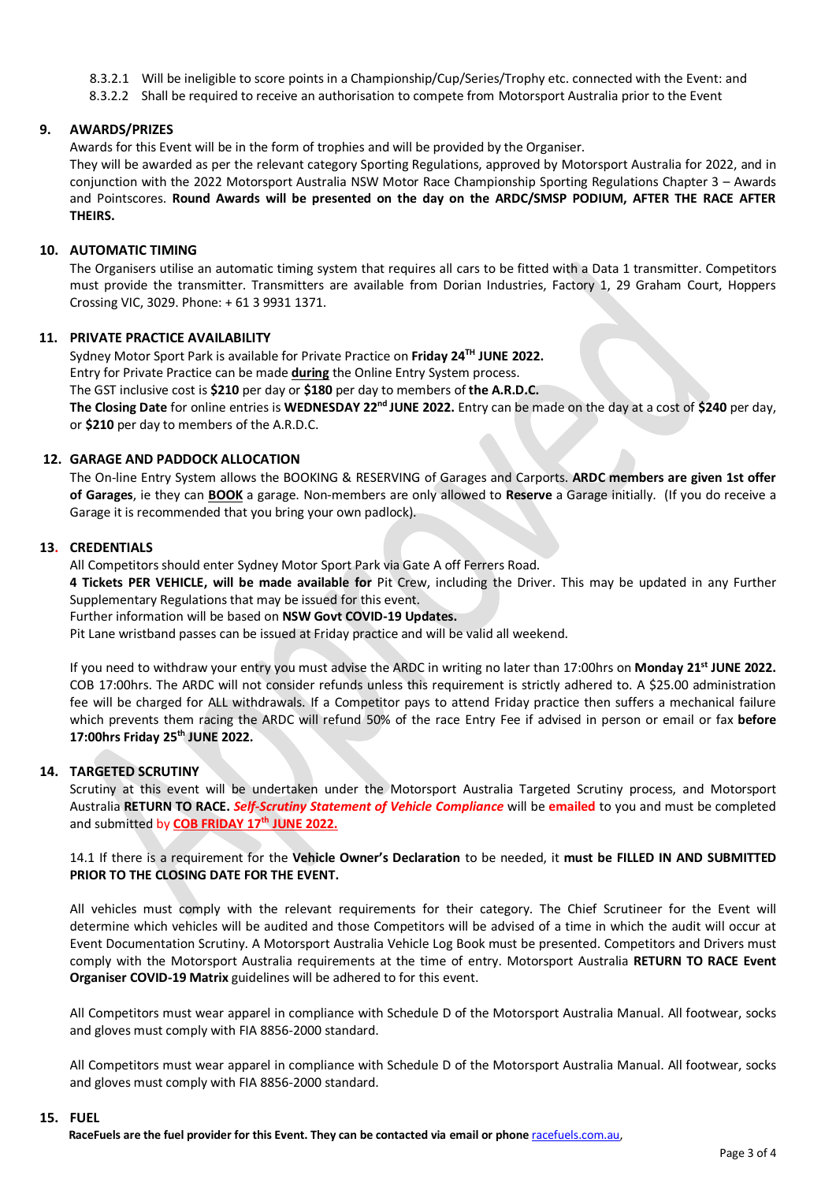8.3.2.1 Will be ineligible to score points in a Championship/Cup/Series/Trophy etc. connected with the Event: and

8.3.2.2 Shall be required to receive an authorisation to compete from Motorsport Australia prior to the Event

## 9. AWARDS/PRIZES

Awards for this Event will be in the form of trophies and will be provided by the Organiser.

They will be awarded as per the relevant category Sporting Regulations, approved by Motorsport Australia for 2022, and in conjunction with the 2022 Motorsport Australia NSW Motor Race Championship Sporting Regulations Chapter 3 – Awards and Pointscores. **Round Awards will be presented on the day on the ARDC/SMSP PODIUM, AFTER THE RACE AFTER THEIRS.**

## 10. AUTOMATIC TIMING

The Organisers utilise an automatic timing system that requires all cars to be fitted with a Data 1 transmitter. Competitors must provide the transmitter. Transmitters are available from Dorian Industries, Factory 1, 29 Graham Court, Hoppers Crossing VIC, 3029. Phone: + 61 3 9931 1371.

## 11. PRIVATE PRACTICE AVAILABILITY

Sydney Motor Sport Park is available for Private Practice on **Friday 24TH JUNE 2022.**

Entry for Private Practice can be made **during** the Online Entry System process.

The GST inclusive cost is **$210** per day or **$180** per day to members of **the A.R.D.C.**

**The Closing Date** for online entries is **WEDNESDAY 22nd JUNE 2022.** Entry can be made on the day at a cost of **$240** per day, or **$210** per day to members of the A.R.D.C.

## 12. GARAGE AND PADDOCK ALLOCATION

The On-line Entry System allows the BOOKING & RESERVING of Garages and Carports. **ARDC members are given 1st offer of Garages**, ie they can **BOOK** a garage. Non-members are only allowed to **Reserve** a Garage initially. (If you do receive a Garage it is recommended that you bring your own padlock).

## 13. CREDENTIALS

All Competitors should enter Sydney Motor Sport Park via Gate A off Ferrers Road.

**4 Tickets PER VEHICLE, will be made available for** Pit Crew, including the Driver. This may be updated in any Further Supplementary Regulations that may be issued for this event.

Further information will be based on **NSW Govt COVID-19 Updates.**

Pit Lane wristband passes can be issued at Friday practice and will be valid all weekend.

If you need to withdraw your entry you must advise the ARDC in writing no later than 17:00hrs on **Monday 21st JUNE 2022.** COB 17:00hrs. The ARDC will not consider refunds unless this requirement is strictly adhered to. A $25.00 administration fee will be charged for ALL withdrawals. If a Competitor pays to attend Friday practice then suffers a mechanical failure which prevents them racing the ARDC will refund 50% of the race Entry Fee if advised in person or email or fax **before 17:00hrs Friday 25th JUNE 2022.**

## 14. TARGETED SCRUTINY

Scrutiny at this event will be undertaken under the Motorsport Australia Targeted Scrutiny process, and Motorsport Australia **RETURN TO RACE.** ***Self-Scrutiny Statement of Vehicle Compliance*** will be **emailed** to you and must be completed and submitted by **COB FRIDAY 17th JUNE 2022.**

14.1 If there is a requirement for the **Vehicle Owner's Declaration** to be needed, it **must be FILLED IN AND SUBMITTED PRIOR TO THE CLOSING DATE FOR THE EVENT.**

All vehicles must comply with the relevant requirements for their category. The Chief Scrutineer for the Event will determine which vehicles will be audited and those Competitors will be advised of a time in which the audit will occur at Event Documentation Scrutiny. A Motorsport Australia Vehicle Log Book must be presented. Competitors and Drivers must comply with the Motorsport Australia requirements at the time of entry. Motorsport Australia **RETURN TO RACE Event Organiser COVID-19 Matrix** guidelines will be adhered to for this event.

All Competitors must wear apparel in compliance with Schedule D of the Motorsport Australia Manual. All footwear, socks and gloves must comply with FIA 8856-2000 standard.

All Competitors must wear apparel in compliance with Schedule D of the Motorsport Australia Manual. All footwear, socks and gloves must comply with FIA 8856-2000 standard.

## 15. FUEL

**RaceFuels are the fuel provider for this Event. They can be contacted via email or phone** racefuels.com.au,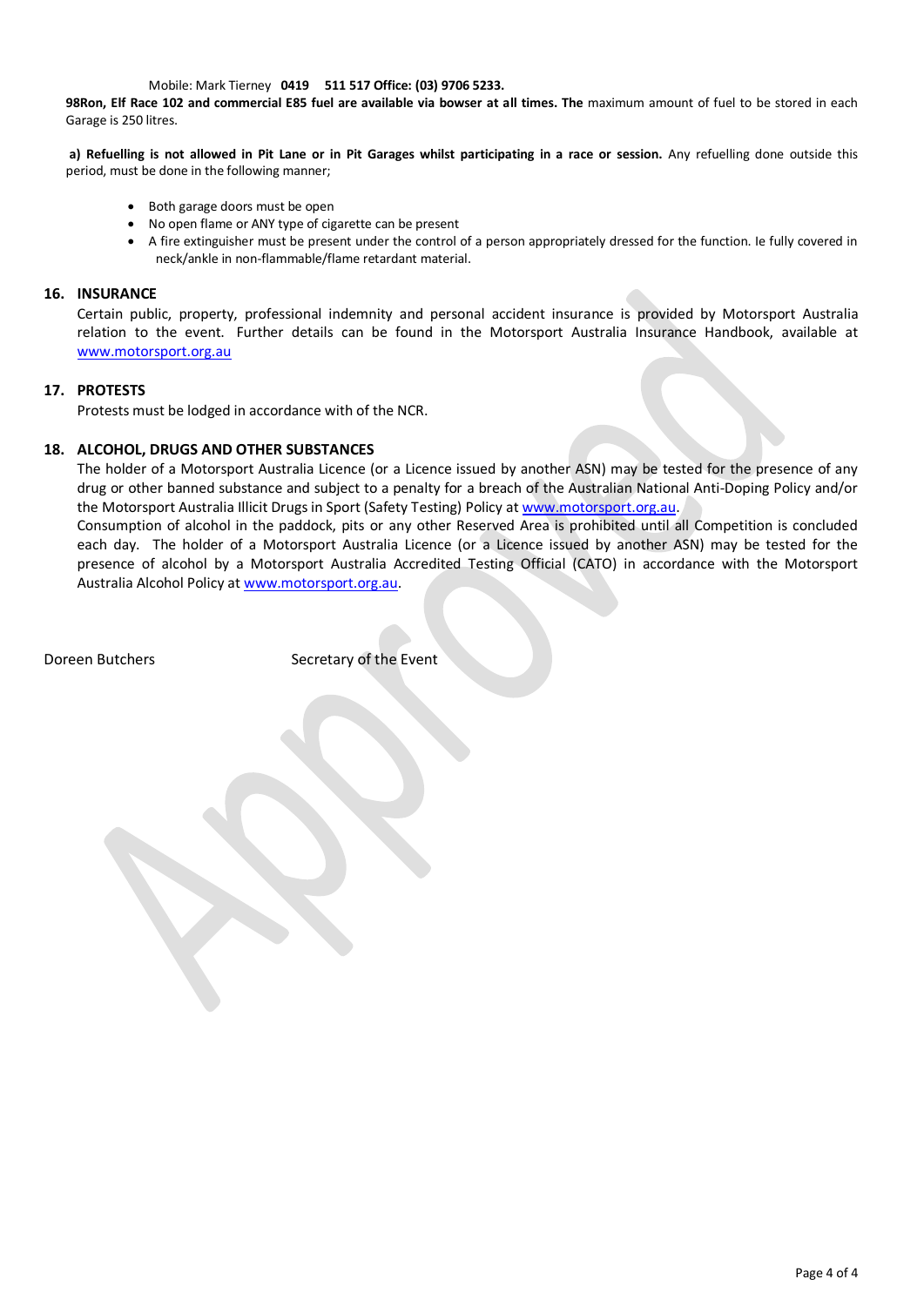Mobile: Mark Tierney **0419 511 517 Office: (03) 9706 5233.**

**98Ron, Elf Race 102 and commercial E85 fuel are available via bowser at all times. The** maximum amount of fuel to be stored in each Garage is 250 litres.

**a) Refuelling is not allowed in Pit Lane or in Pit Garages whilst participating in a race or session.** Any refuelling done outside this period, must be done in the following manner;

- Both garage doors must be open
- No open flame or ANY type of cigarette can be present
- A fire extinguisher must be present under the control of a person appropriately dressed for the function. Ie fully covered in neck/ankle in non-flammable/flame retardant material.

## 16. INSURANCE

Certain public, property, professional indemnity and personal accident insurance is provided by Motorsport Australia relation to the event. Further details can be found in the Motorsport Australia Insurance Handbook, available at www.motorsport.org.au

## 17. PROTESTS

Protests must be lodged in accordance with of the NCR.

## 18. ALCOHOL, DRUGS AND OTHER SUBSTANCES

The holder of a Motorsport Australia Licence (or a Licence issued by another ASN) may be tested for the presence of any drug or other banned substance and subject to a penalty for a breach of the Australian National Anti-Doping Policy and/or the Motorsport Australia Illicit Drugs in Sport (Safety Testing) Policy at www.motorsport.org.au.

Consumption of alcohol in the paddock, pits or any other Reserved Area is prohibited until all Competition is concluded each day. The holder of a Motorsport Australia Licence (or a Licence issued by another ASN) may be tested for the presence of alcohol by a Motorsport Australia Accredited Testing Official (CATO) in accordance with the Motorsport Australia Alcohol Policy at www.motorsport.org.au.

Doreen Butchers Secretary of the Event